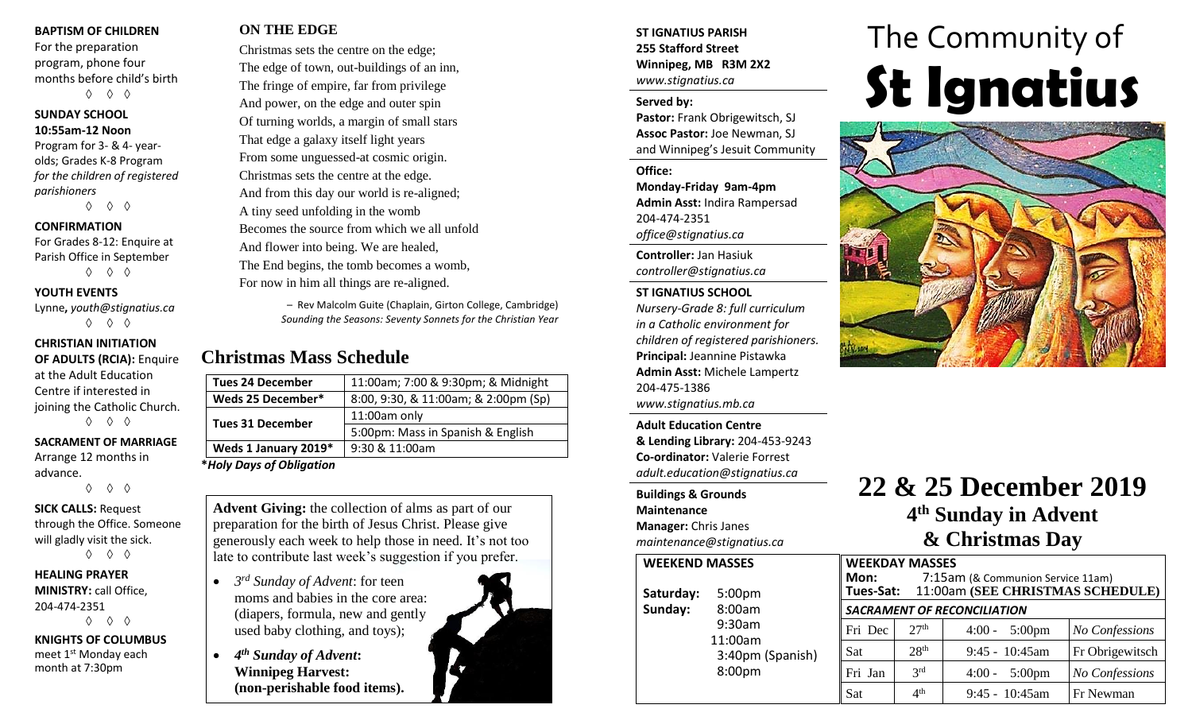**BAPTISM OF CHILDREN**
For the preparation program, phone four months before child's birth

◊ ◊ ◊

**SUNDAY SCHOOL**
**10:55am-12 Noon**
Program for 3- & 4- year-olds; Grades K-8 Program *for the children of registered parishioners*

◊ ◊ ◊

**CONFIRMATION**
For Grades 8-12: Enquire at Parish Office in September

◊ ◊ ◊

**YOUTH EVENTS**
Lynne, *youth@stignatius.ca*

◊ ◊ ◊

**CHRISTIAN INITIATION OF ADULTS (RCIA):** Enquire at the Adult Education Centre if interested in joining the Catholic Church.

◊ ◊ ◊

**SACRAMENT OF MARRIAGE**
Arrange 12 months in advance.

◊ ◊ ◊

**SICK CALLS:** Request through the Office. Someone will gladly visit the sick.

◊ ◊ ◊

**HEALING PRAYER MINISTRY:** call Office, 204-474-2351

◊ ◊ ◊

**KNIGHTS OF COLUMBUS**
meet 1st Monday each month at 7:30pm

## ON THE EDGE

Christmas sets the centre on the edge;
The edge of town, out-buildings of an inn,
The fringe of empire, far from privilege
And power, on the edge and outer spin
Of turning worlds, a margin of small stars
That edge a galaxy itself light years
From some unguessed-at cosmic origin.
Christmas sets the centre at the edge.
And from this day our world is re-aligned;
A tiny seed unfolding in the womb
Becomes the source from which we all unfold
And flower into being. We are healed,
The End begins, the tomb becomes a womb,
For now in him all things are re-aligned.

– Rev Malcolm Guite (Chaplain, Girton College, Cambridge)
*Sounding the Seasons: Seventy Sonnets for the Christian Year*

## Christmas Mass Schedule

| | |
|---|---|
| **Tues 24 December** | 11:00am; 7:00 & 9:30pm; & Midnight |
| **Weds 25 December*** | 8:00, 9:30, & 11:00am; & 2:00pm (Sp) |
| **Tues 31 December** | 11:00am only |
| | 5:00pm: Mass in Spanish & English |
| **Weds 1 January 2019*** | 9:30 & 11:00am |

***Holy Days of Obligation***

**Advent Giving:** the collection of alms as part of our preparation for the birth of Jesus Christ. Please give generously each week to help those in need. It's not too late to contribute last week's suggestion if you prefer.

- *3rd Sunday of Advent*: for teen moms and babies in the core area: (diapers, formula, new and gently used baby clothing, and toys);
- ***4th Sunday of Advent*: Winnipeg Harvest: (non-perishable food items).**

**ST IGNATIUS PARISH**
**255 Stafford Street**
**Winnipeg, MB R3M 2X2**
*www.stignatius.ca*

**Served by:**
**Pastor:** Frank Obrigewitsch, SJ
**Assoc Pastor:** Joe Newman, SJ
and Winnipeg's Jesuit Community

**Office:**
**Monday-Friday 9am-4pm**
**Admin Asst:** Indira Rampersad
204-474-2351
*office@stignatius.ca*

**Controller:** Jan Hasiuk
*controller@stignatius.ca*

**ST IGNATIUS SCHOOL**
*Nursery-Grade 8: full curriculum in a Catholic environment for children of registered parishioners.*
**Principal:** Jeannine Pistawka
**Admin Asst:** Michele Lampertz
204-475-1386
*www.stignatius.mb.ca*

**Adult Education Centre & Lending Library:** 204-453-9243
**Co-ordinator:** Valerie Forrest
*adult.education@stignatius.ca*

**Buildings & Grounds Maintenance**
**Manager:** Chris Janes
*maintenance@stignatius.ca*

**WEEKEND MASSES**

| | |
|---|---|
| **Saturday:** | 5:00pm |
| **Sunday:** | 8:00am |
| | 9:30am |
| | 11:00am |
| | 3:40pm (Spanish) |
| | 8:00pm |

# The Community of St Ignatius

# 22 & 25 December 2019
## 4th Sunday in Advent & Christmas Day

**WEEKDAY MASSES**
**Mon:** 7:15am (& Communion Service 11am)
**Tues-Sat:** 11:00am **(SEE CHRISTMAS SCHEDULE)**

***SACRAMENT OF RECONCILIATION***

| | | | |
|---|---|---|---|
| Fri Dec | 27th | 4:00 - 5:00pm | *No Confessions* |
| Sat | 28th | 9:45 - 10:45am | Fr Obrigewitsch |
| Fri Jan | 3rd | 4:00 - 5:00pm | *No Confessions* |
| Sat | 4th | 9:45 - 10:45am | Fr Newman |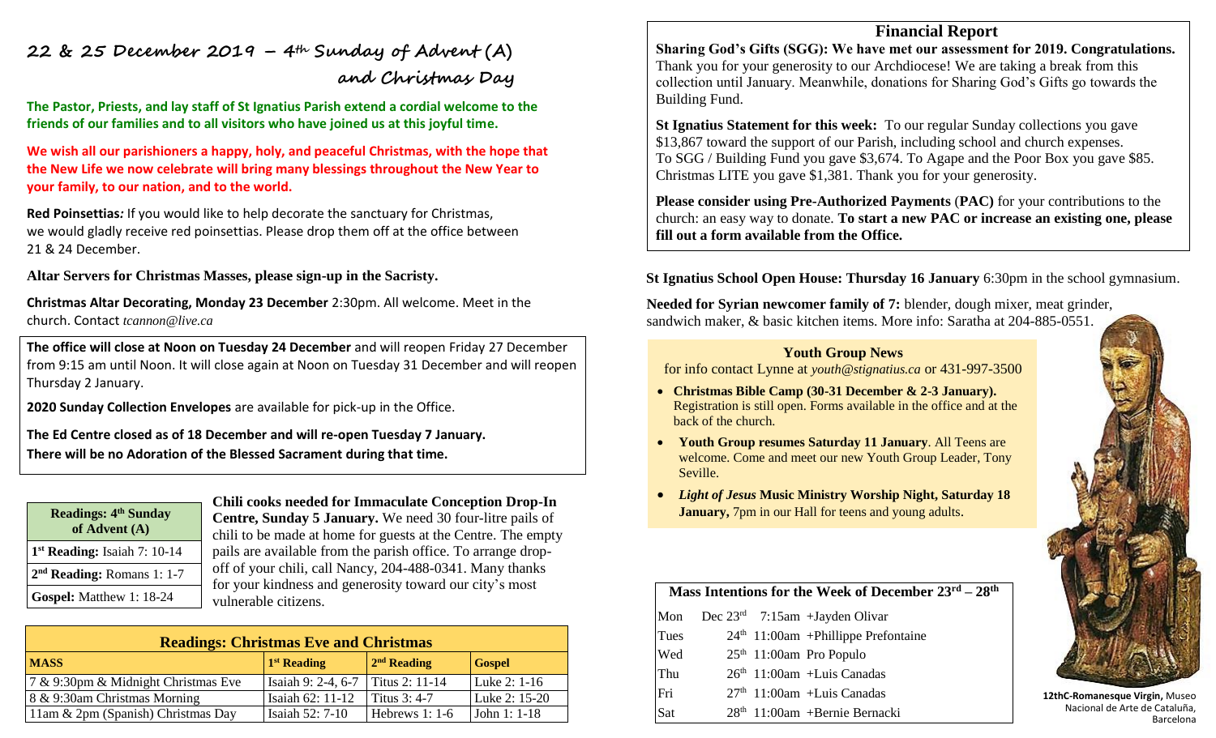# 22 & 25 December 2019 – 4th Sunday of Advent (A) and Christmas Day

**The Pastor, Priests, and lay staff of St Ignatius Parish extend a cordial welcome to the friends of our families and to all visitors who have joined us at this joyful time.**

**We wish all our parishioners a happy, holy, and peaceful Christmas, with the hope that the New Life we now celebrate will bring many blessings throughout the New Year to your family, to our nation, and to the world.**

**Red Poinsettias***:* If you would like to help decorate the sanctuary for Christmas, we would gladly receive red poinsettias. Please drop them off at the office between 21 & 24 December.

**Altar Servers for Christmas Masses, please sign-up in the Sacristy.**

**Christmas Altar Decorating, Monday 23 December** 2:30pm. All welcome. Meet in the church. Contact *tcannon@live.ca*

**The office will close at Noon on Tuesday 24 December** and will reopen Friday 27 December from 9:15 am until Noon. It will close again at Noon on Tuesday 31 December and will reopen Thursday 2 January.

**2020 Sunday Collection Envelopes** are available for pick-up in the Office.

**The Ed Centre closed as of 18 December and will re-open Tuesday 7 January. There will be no Adoration of the Blessed Sacrament during that time.**

| Readings: 4th Sunday of Advent (A) |
| --- |
| 1st Reading: Isaiah 7: 10-14 |
| 2nd Reading: Romans 1: 1-7 |
| Gospel: Matthew 1: 18-24 |

**Chili cooks needed for Immaculate Conception Drop-In Centre, Sunday 5 January.** We need 30 four-litre pails of chili to be made at home for guests at the Centre. The empty pails are available from the parish office. To arrange drop-off of your chili, call Nancy, 204-488-0341. Many thanks for your kindness and generosity toward our city's most vulnerable citizens.

**Readings: Christmas Eve and Christmas**

| MASS | 1st Reading | 2nd Reading | Gospel |
| --- | --- | --- | --- |
| 7 & 9:30pm & Midnight Christmas Eve | Isaiah 9: 2-4, 6-7 | Titus 2: 11-14 | Luke 2: 1-16 |
| 8 & 9:30am Christmas Morning | Isaiah 62: 11-12 | Titus 3: 4-7 | Luke 2: 15-20 |
| 11am & 2pm (Spanish) Christmas Day | Isaiah 52: 7-10 | Hebrews 1: 1-6 | John 1: 1-18 |

## Financial Report

**Sharing God's Gifts (SGG): We have met our assessment for 2019. Congratulations.** Thank you for your generosity to our Archdiocese! We are taking a break from this collection until January. Meanwhile, donations for Sharing God's Gifts go towards the Building Fund.

**St Ignatius Statement for this week:** To our regular Sunday collections you gave $13,867 toward the support of our Parish, including school and church expenses. To SGG / Building Fund you gave $3,674. To Agape and the Poor Box you gave $85. Christmas LITE you gave $1,381. Thank you for your generosity.

**Please consider using Pre-Authorized Payments** (**PAC)** for your contributions to the church: an easy way to donate. **To start a new PAC or increase an existing one, please fill out a form available from the Office.**

**St Ignatius School Open House: Thursday 16 January** 6:30pm in the school gymnasium.

**Needed for Syrian newcomer family of 7:** blender, dough mixer, meat grinder, sandwich maker, & basic kitchen items. More info: Saratha at 204-885-0551.

### Youth Group News

for info contact Lynne at *youth@stignatius.ca* or 431-997-3500

- **Christmas Bible Camp (30-31 December & 2-3 January).** Registration is still open. Forms available in the office and at the back of the church.
- **Youth Group resumes Saturday 11 January**. All Teens are welcome. Come and meet our new Youth Group Leader, Tony Seville.
- ***Light of Jesus* Music Ministry Worship Night, Saturday 18 January,** 7pm in our Hall for teens and young adults.

**Mass Intentions for the Week of December 23rd – 28th**

| | | | |
| --- | --- | --- | --- |
| Mon | Dec 23rd | 7:15am | +Jayden Olivar |
| Tues | 24th | 11:00am | +Phillippe Prefontaine |
| Wed | 25th | 11:00am | Pro Populo |
| Thu | 26th | 11:00am | +Luis Canadas |
| Fri | 27th | 11:00am | +Luis Canadas |
| Sat | 28th | 11:00am | +Bernie Bernacki |

**12thC-Romanesque Virgin,** Museo Nacional de Arte de Cataluña, Barcelona